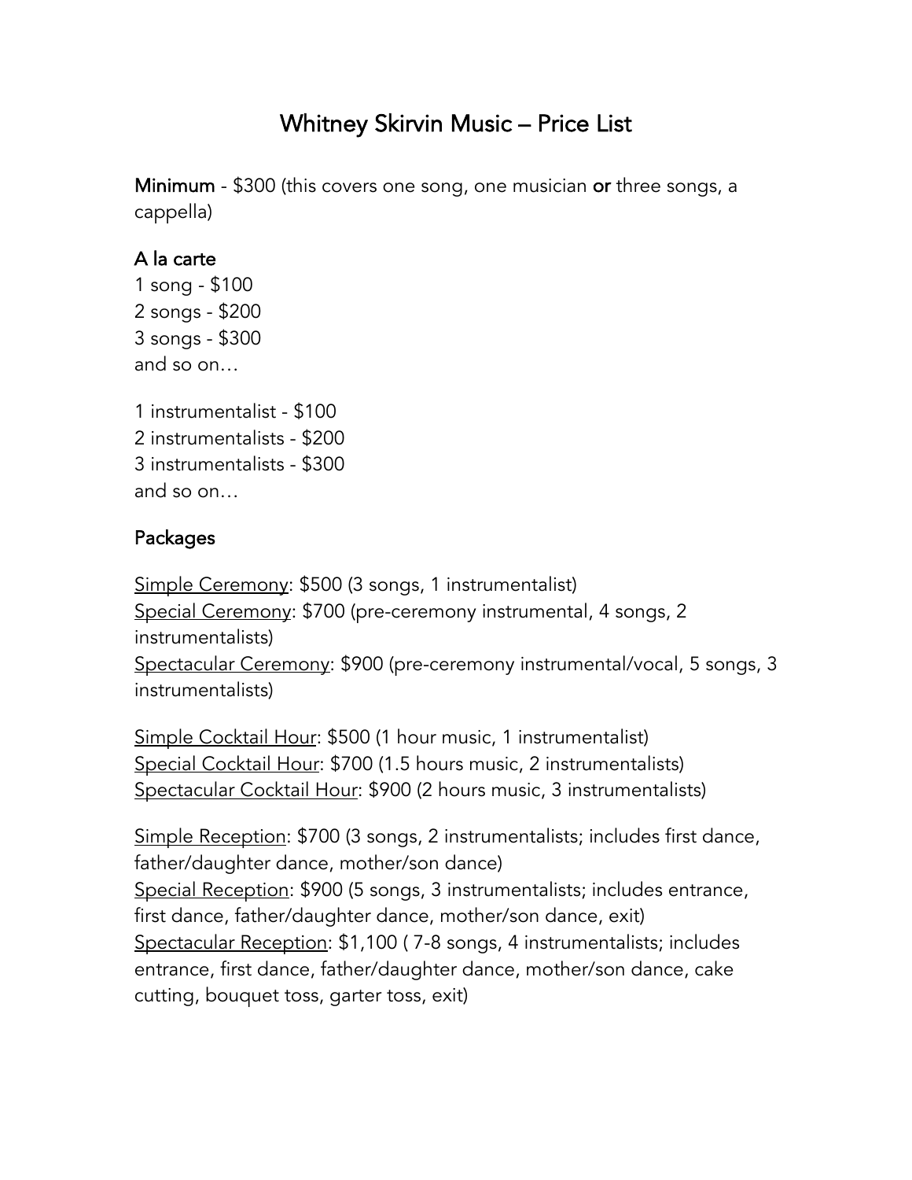# Whitney Skirvin Music – Price List

**Minimum** - $300 (this covers one song, one musician **or** three songs, a cappella)

## A la carte

1 song - $100
2 songs - $200
3 songs - $300
and so on…

1 instrumentalist - $100
2 instrumentalists - $200
3 instrumentalists - $300
and so on…

## Packages

<u>Simple Ceremony</u>: $500 (3 songs, 1 instrumentalist)
<u>Special Ceremony</u>: $700 (pre-ceremony instrumental, 4 songs, 2 instrumentalists)
<u>Spectacular Ceremony</u>: $900 (pre-ceremony instrumental/vocal, 5 songs, 3 instrumentalists)

<u>Simple Cocktail Hour</u>: $500 (1 hour music, 1 instrumentalist)
<u>Special Cocktail Hour</u>: $700 (1.5 hours music, 2 instrumentalists)
<u>Spectacular Cocktail Hour</u>: $900 (2 hours music, 3 instrumentalists)

<u>Simple Reception</u>: $700 (3 songs, 2 instrumentalists; includes first dance, father/daughter dance, mother/son dance)
<u>Special Reception</u>: $900 (5 songs, 3 instrumentalists; includes entrance, first dance, father/daughter dance, mother/son dance, exit)
<u>Spectacular Reception</u>: $1,100 ( 7-8 songs, 4 instrumentalists; includes entrance, first dance, father/daughter dance, mother/son dance, cake cutting, bouquet toss, garter toss, exit)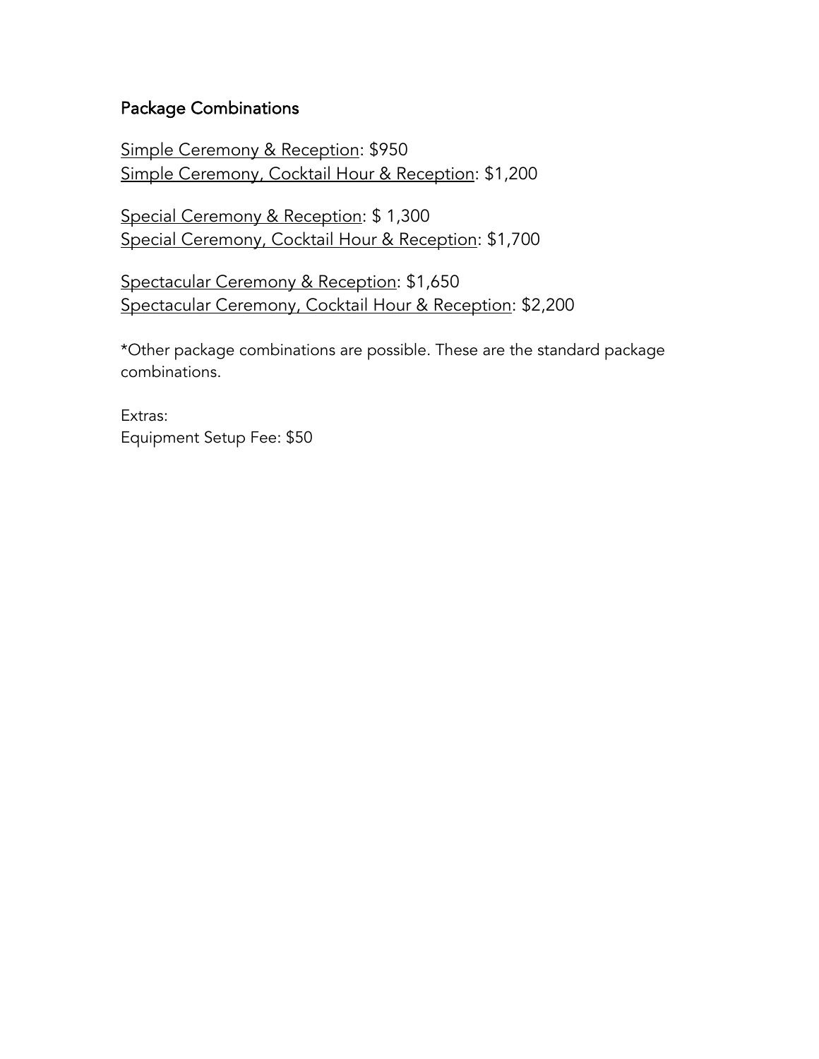## Package Combinations

Simple Ceremony & Reception: $950
Simple Ceremony, Cocktail Hour & Reception: $1,200

Special Ceremony & Reception: $ 1,300
Special Ceremony, Cocktail Hour & Reception: $1,700

Spectacular Ceremony & Reception: $1,650
Spectacular Ceremony, Cocktail Hour & Reception: $2,200

*Other package combinations are possible. These are the standard package combinations.

Extras:
Equipment Setup Fee: $50